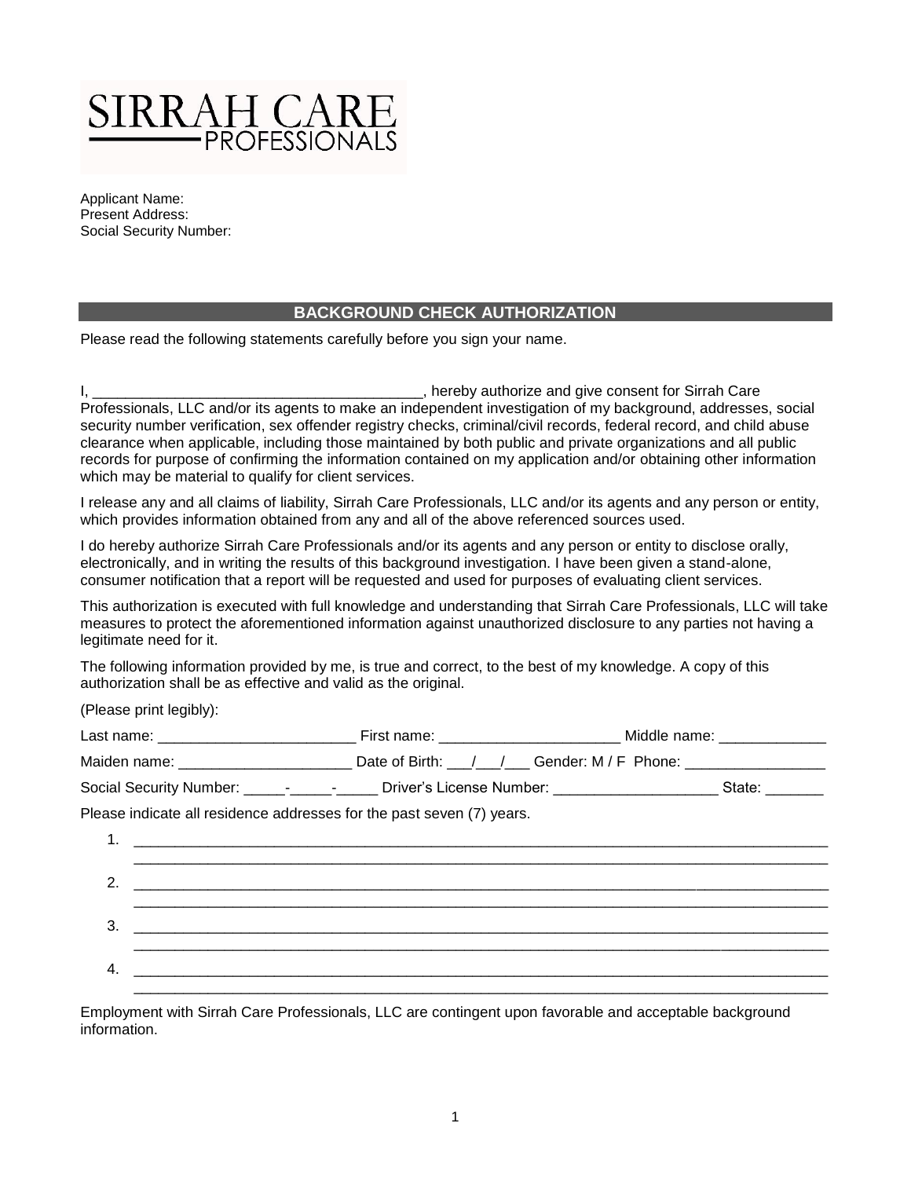SIRRAH CARE
PROFESSIONALS

Applicant Name:
Present Address:
Social Security Number:

## BACKGROUND CHECK AUTHORIZATION

Please read the following statements carefully before you sign your name.

I, ________________________________________, hereby authorize and give consent for Sirrah Care Professionals, LLC and/or its agents to make an independent investigation of my background, addresses, social security number verification, sex offender registry checks, criminal/civil records, federal record, and child abuse clearance when applicable, including those maintained by both public and private organizations and all public records for purpose of confirming the information contained on my application and/or obtaining other information which may be material to qualify for client services.

I release any and all claims of liability, Sirrah Care Professionals, LLC and/or its agents and any person or entity, which provides information obtained from any and all of the above referenced sources used.

I do hereby authorize Sirrah Care Professionals and/or its agents and any person or entity to disclose orally, electronically, and in writing the results of this background investigation. I have been given a stand-alone, consumer notification that a report will be requested and used for purposes of evaluating client services.

This authorization is executed with full knowledge and understanding that Sirrah Care Professionals, LLC will take measures to protect the aforementioned information against unauthorized disclosure to any parties not having a legitimate need for it.

The following information provided by me, is true and correct, to the best of my knowledge. A copy of this authorization shall be as effective and valid as the original.

(Please print legibly):

Last name: ________________________ First name: ______________________ Middle name: _____________

Maiden name: _____________________ Date of Birth: ___/___/___ Gender: M / F Phone: _________________

Social Security Number: _____-_____-_____ Driver's License Number: ____________________ State: _______

Please indicate all residence addresses for the past seven (7) years.

1. ________________________________________________________________________________________
   ________________________________________________________________________________________
2. ________________________________________________________________________________________
   ________________________________________________________________________________________
3. ________________________________________________________________________________________
   ________________________________________________________________________________________
4. ________________________________________________________________________________________
   ________________________________________________________________________________________

Employment with Sirrah Care Professionals, LLC are contingent upon favorable and acceptable background information.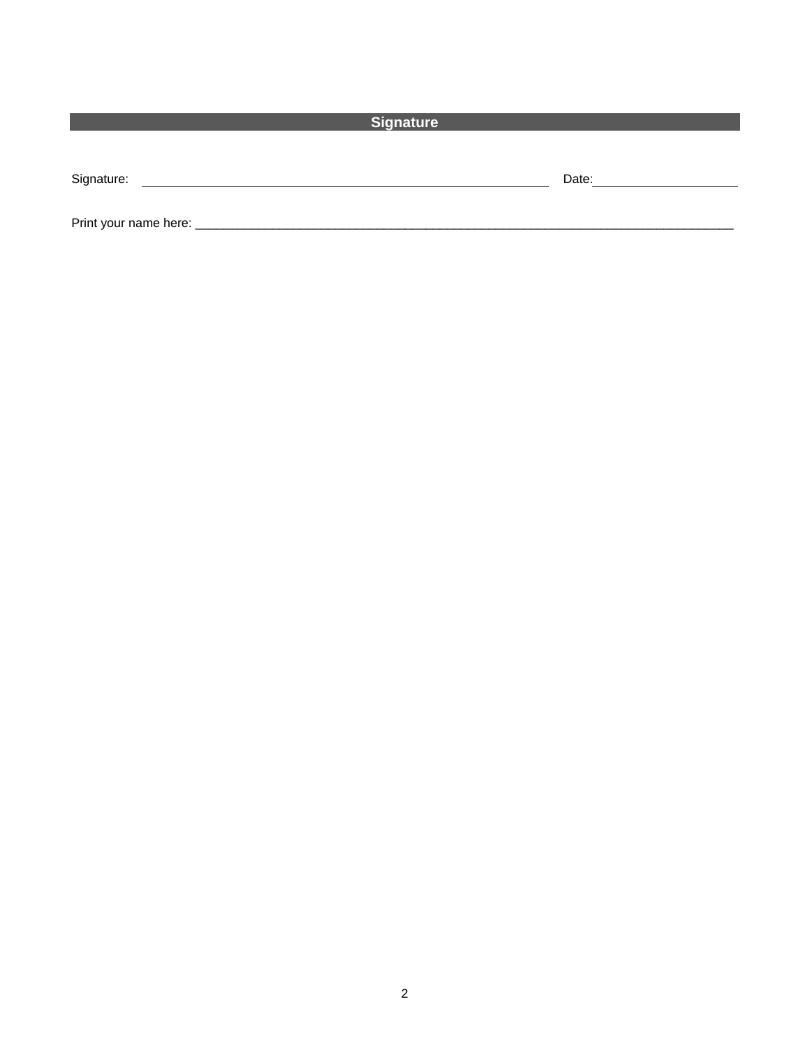## Signature

Signature: ______________________________________________ Date: ____________________

Print your name here: ________________________________________________________________